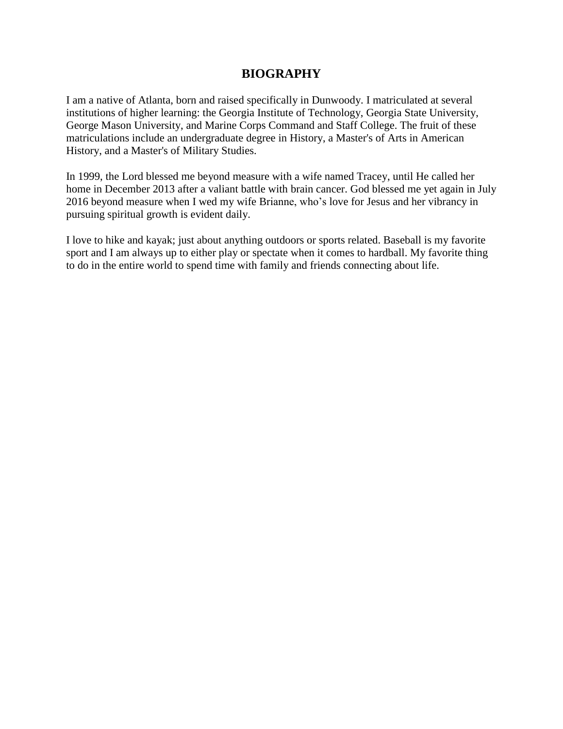# BIOGRAPHY

I am a native of Atlanta, born and raised specifically in Dunwoody. I matriculated at several institutions of higher learning: the Georgia Institute of Technology, Georgia State University, George Mason University, and Marine Corps Command and Staff College. The fruit of these matriculations include an undergraduate degree in History, a Master's of Arts in American History, and a Master's of Military Studies.

In 1999, the Lord blessed me beyond measure with a wife named Tracey, until He called her home in December 2013 after a valiant battle with brain cancer. God blessed me yet again in July 2016 beyond measure when I wed my wife Brianne, who's love for Jesus and her vibrancy in pursuing spiritual growth is evident daily.

I love to hike and kayak; just about anything outdoors or sports related. Baseball is my favorite sport and I am always up to either play or spectate when it comes to hardball. My favorite thing to do in the entire world to spend time with family and friends connecting about life.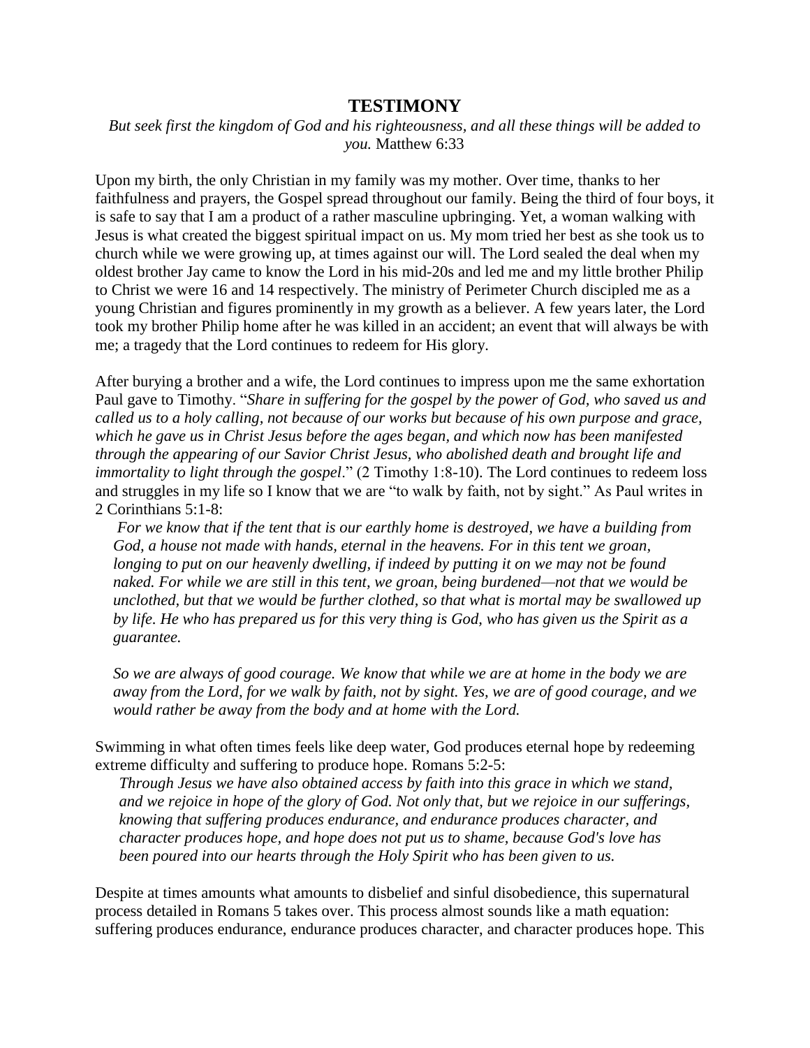# TESTIMONY

*But seek first the kingdom of God and his righteousness, and all these things will be added to you.* Matthew 6:33

Upon my birth, the only Christian in my family was my mother. Over time, thanks to her faithfulness and prayers, the Gospel spread throughout our family. Being the third of four boys, it is safe to say that I am a product of a rather masculine upbringing. Yet, a woman walking with Jesus is what created the biggest spiritual impact on us. My mom tried her best as she took us to church while we were growing up, at times against our will. The Lord sealed the deal when my oldest brother Jay came to know the Lord in his mid-20s and led me and my little brother Philip to Christ we were 16 and 14 respectively. The ministry of Perimeter Church discipled me as a young Christian and figures prominently in my growth as a believer. A few years later, the Lord took my brother Philip home after he was killed in an accident; an event that will always be with me; a tragedy that the Lord continues to redeem for His glory.

After burying a brother and a wife, the Lord continues to impress upon me the same exhortation Paul gave to Timothy. "*Share in suffering for the gospel by the power of God, who saved us and called us to a holy calling, not because of our works but because of his own purpose and grace, which he gave us in Christ Jesus before the ages began, and which now has been manifested through the appearing of our Savior Christ Jesus, who abolished death and brought life and immortality to light through the gospel*." (2 Timothy 1:8-10). The Lord continues to redeem loss and struggles in my life so I know that we are "to walk by faith, not by sight." As Paul writes in 2 Corinthians 5:1-8:

> *For we know that if the tent that is our earthly home is destroyed, we have a building from God, a house not made with hands, eternal in the heavens. For in this tent we groan, longing to put on our heavenly dwelling, if indeed by putting it on we may not be found naked. For while we are still in this tent, we groan, being burdened—not that we would be unclothed, but that we would be further clothed, so that what is mortal may be swallowed up by life. He who has prepared us for this very thing is God, who has given us the Spirit as a guarantee.*
>
> *So we are always of good courage. We know that while we are at home in the body we are away from the Lord, for we walk by faith, not by sight. Yes, we are of good courage, and we would rather be away from the body and at home with the Lord.*

Swimming in what often times feels like deep water, God produces eternal hope by redeeming extreme difficulty and suffering to produce hope. Romans 5:2-5:

> *Through Jesus we have also obtained access by faith into this grace in which we stand, and we rejoice in hope of the glory of God. Not only that, but we rejoice in our sufferings, knowing that suffering produces endurance, and endurance produces character, and character produces hope, and hope does not put us to shame, because God's love has been poured into our hearts through the Holy Spirit who has been given to us.*

Despite at times amounts what amounts to disbelief and sinful disobedience, this supernatural process detailed in Romans 5 takes over. This process almost sounds like a math equation: suffering produces endurance, endurance produces character, and character produces hope. This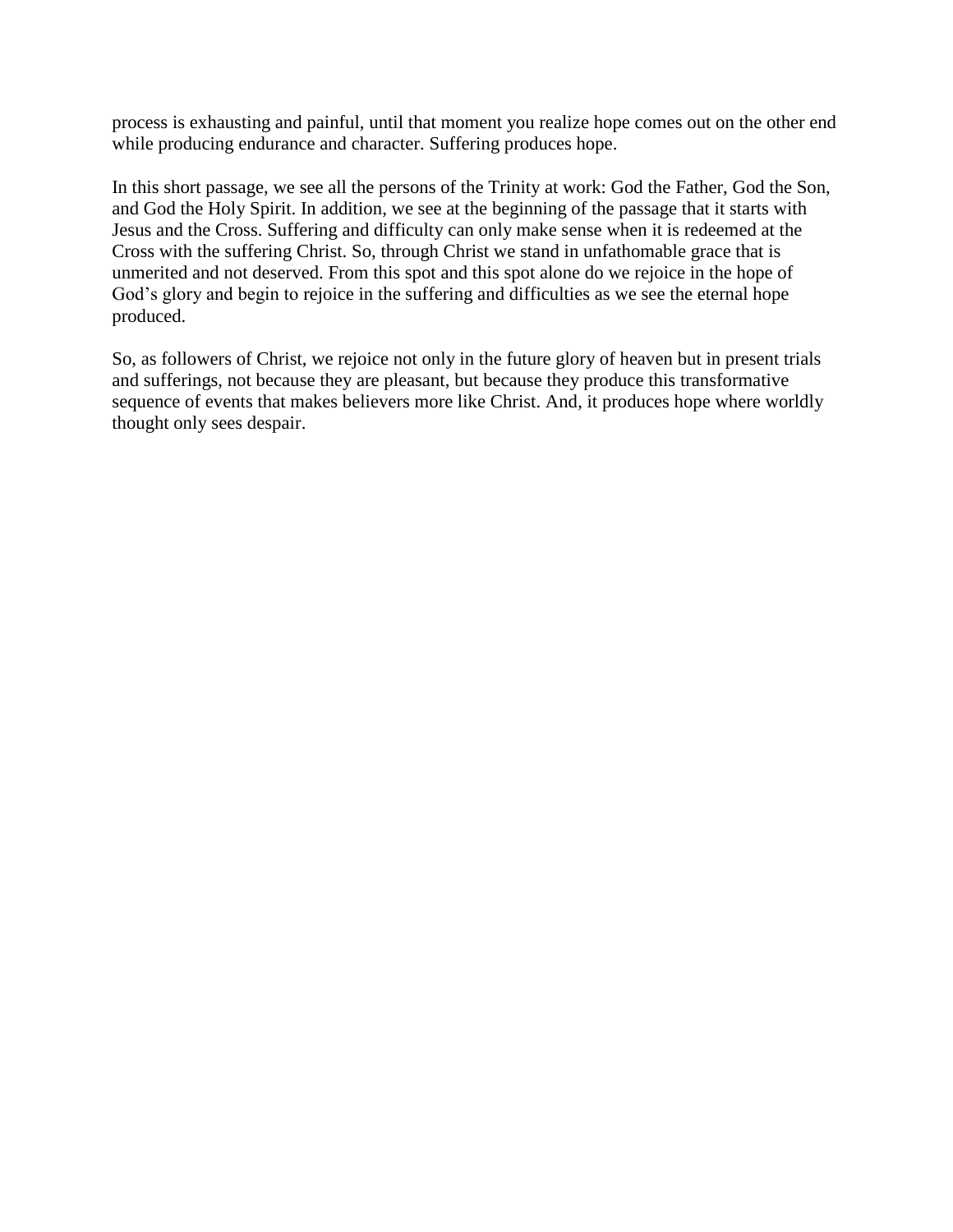process is exhausting and painful, until that moment you realize hope comes out on the other end while producing endurance and character. Suffering produces hope.

In this short passage, we see all the persons of the Trinity at work: God the Father, God the Son, and God the Holy Spirit. In addition, we see at the beginning of the passage that it starts with Jesus and the Cross. Suffering and difficulty can only make sense when it is redeemed at the Cross with the suffering Christ. So, through Christ we stand in unfathomable grace that is unmerited and not deserved. From this spot and this spot alone do we rejoice in the hope of God's glory and begin to rejoice in the suffering and difficulties as we see the eternal hope produced.

So, as followers of Christ, we rejoice not only in the future glory of heaven but in present trials and sufferings, not because they are pleasant, but because they produce this transformative sequence of events that makes believers more like Christ. And, it produces hope where worldly thought only sees despair.